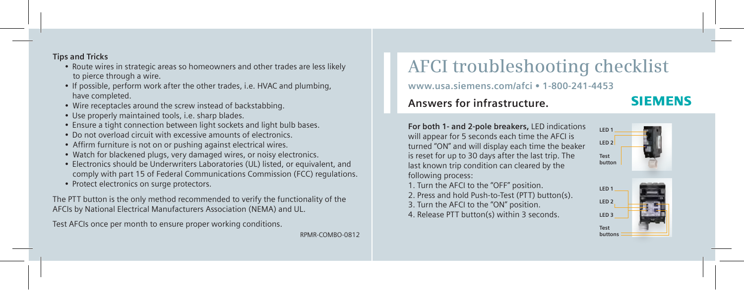**Tips and Tricks**

- Route wires in strategic areas so homeowners and other trades are less likely to pierce through a wire.
- If possible, perform work after the other trades, i.e. HVAC and plumbing, have completed.
- Wire receptacles around the screw instead of backstabbing.
- Use properly maintained tools, i.e. sharp blades.
- Ensure a tight connection between light sockets and light bulb bases.
- Do not overload circuit with excessive amounts of electronics.
- Affirm furniture is not on or pushing against electrical wires.
- Watch for blackened plugs, very damaged wires, or noisy electronics.
- Electronics should be Underwriters Laboratories (UL) listed, or equivalent, and comply with part 15 of Federal Communications Commission (FCC) regulations.
- Protect electronics on surge protectors.

The PTT button is the only method recommended to verify the functionality of the AFCIs by National Electrical Manufacturers Association (NEMA) and UL.

Test AFCIs once per month to ensure proper working conditions.

RPMR-COMBO-0812

# AFCI troubleshooting checklist

**www.usa.siemens.com/afci • 1-800-241-4453**

**SIEMENS**

## Answers for infrastructure.

**For both 1- and 2-pole breakers,** LED indications will appear for 5 seconds each time the AFCI is turned "ON" and will display each time the beaker is reset for up to 30 days after the last trip. The last known trip condition can cleared by the following process:

1. Turn the AFCI to the "OFF" position.
2. Press and hold Push-to-Test (PTT) button(s).
3. Turn the AFCI to the "ON" position.
4. Release PTT button(s) within 3 seconds.

LED 1
LED 2
Test button

LED 1
LED 2
LED 3
Test buttons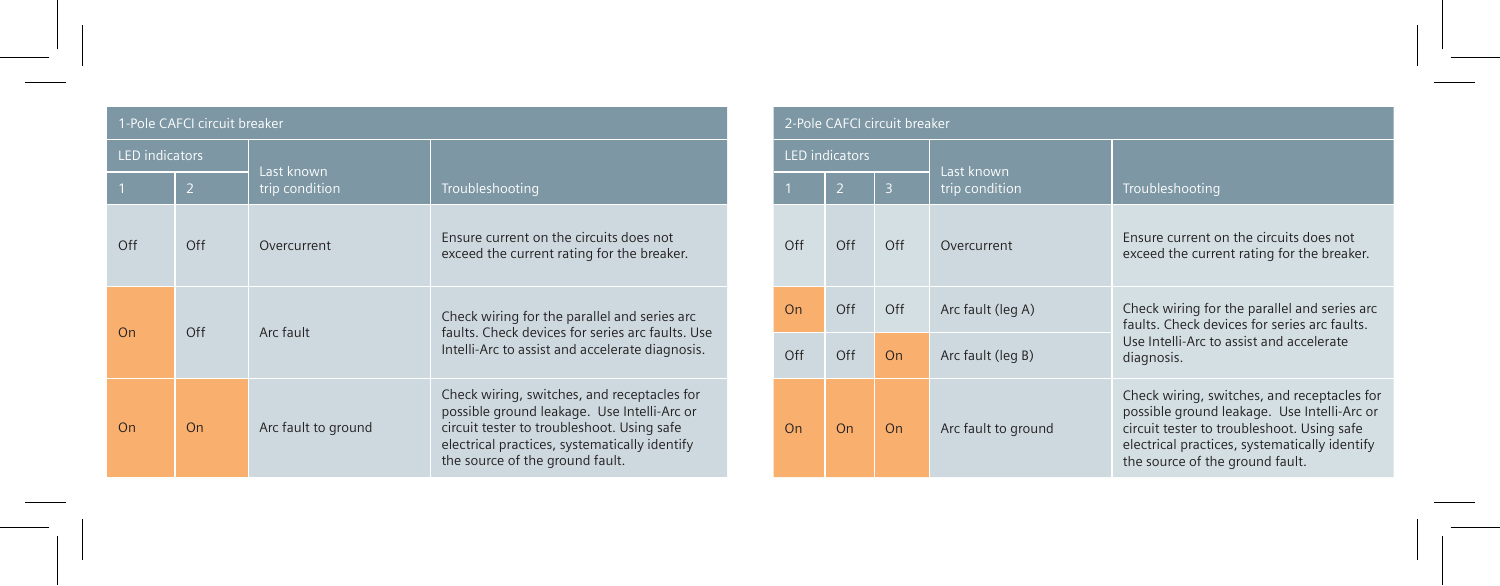| 1-Pole CAFCI circuit breaker | | | |
|---|---|---|---|
| LED indicators | | Last known trip condition | Troubleshooting |
| 1 | 2 | | |
| Off | Off | Overcurrent | Ensure current on the circuits does not exceed the current rating for the breaker. |
| On | Off | Arc fault | Check wiring for the parallel and series arc faults. Check devices for series arc faults. Use Intelli-Arc to assist and accelerate diagnosis. |
| On | On | Arc fault to ground | Check wiring, switches, and receptacles for possible ground leakage. Use Intelli-Arc or circuit tester to troubleshoot. Using safe electrical practices, systematically identify the source of the ground fault. |

| 2-Pole CAFCI circuit breaker | | | | |
|---|---|---|---|---|
| LED indicators | | | Last known trip condition | Troubleshooting |
| 1 | 2 | 3 | | |
| Off | Off | Off | Overcurrent | Ensure current on the circuits does not exceed the current rating for the breaker. |
| On | Off | Off | Arc fault (leg A) | Check wiring for the parallel and series arc faults. Check devices for series arc faults. Use Intelli-Arc to assist and accelerate diagnosis. |
| Off | Off | On | Arc fault (leg B) | |
| On | On | On | Arc fault to ground | Check wiring, switches, and receptacles for possible ground leakage. Use Intelli-Arc or circuit tester to troubleshoot. Using safe electrical practices, systematically identify the source of the ground fault. |